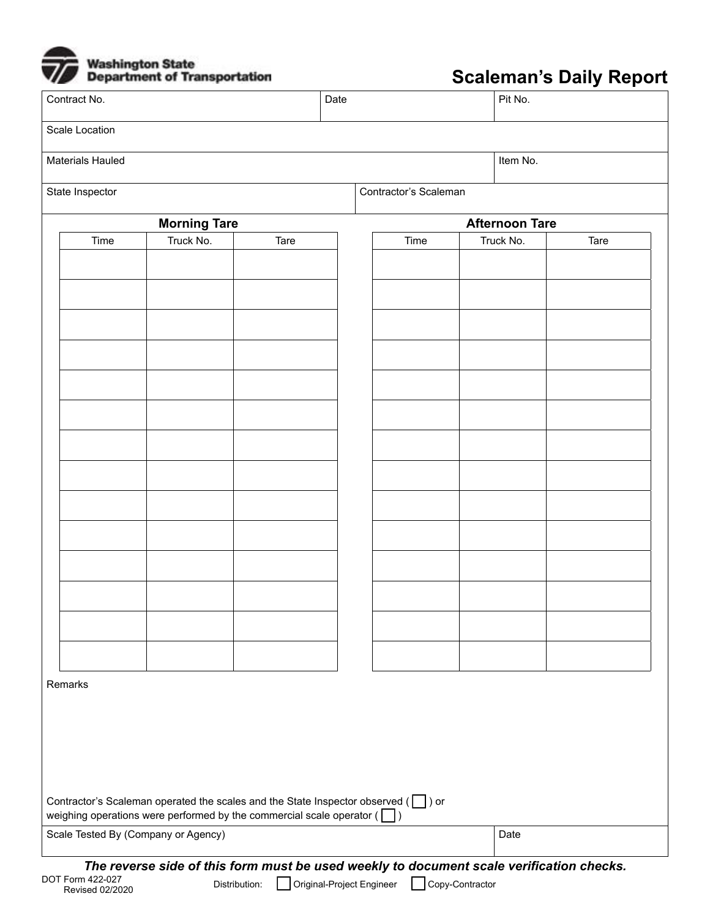Washington State Department of Transportation

# Scaleman's Daily Report

| Contract No. | Date | Pit No. |
|---|---|---|
| Scale Location | | |
| Materials Hauled | | Item No. |
| State Inspector | Contractor's Scaleman | |

**Morning Tare**

| Time | Truck No. | Tare |
|---|---|---|
| | | |
| | | |
| | | |
| | | |
| | | |
| | | |
| | | |
| | | |
| | | |
| | | |
| | | |
| | | |
| | | |
| | | |

**Afternoon Tare**

| Time | Truck No. | Tare |
|---|---|---|
| | | |
| | | |
| | | |
| | | |
| | | |
| | | |
| | | |
| | | |
| | | |
| | | |
| | | |
| | | |
| | | |
| | | |

Remarks

Contractor's Scaleman operated the scales and the State Inspector observed ( ☐ ) or weighing operations were performed by the commercial scale operator ( ☐ )

| Scale Tested By (Company or Agency) | Date |
|---|---|
| | |

***The reverse side of this form must be used weekly to document scale verification checks.***

DOT Form 422-027
Revised 02/2020

Distribution: ☐ Original-Project Engineer ☐ Copy-Contractor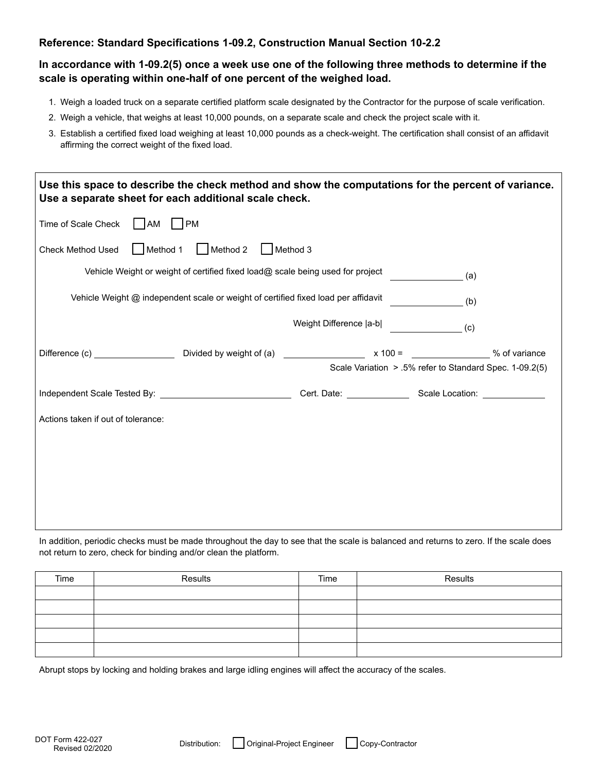**Reference: Standard Specifications 1-09.2, Construction Manual Section 10-2.2**

**In accordance with 1-09.2(5) once a week use one of the following three methods to determine if the scale is operating within one-half of one percent of the weighed load.**

1. Weigh a loaded truck on a separate certified platform scale designated by the Contractor for the purpose of scale verification.
2. Weigh a vehicle, that weighs at least 10,000 pounds, on a separate scale and check the project scale with it.
3. Establish a certified fixed load weighing at least 10,000 pounds as a check-weight. The certification shall consist of an affidavit affirming the correct weight of the fixed load.

**Use this space to describe the check method and show the computations for the percent of variance. Use a separate sheet for each additional scale check.**

Time of Scale Check ☐ AM ☐ PM

Check Method Used ☐ Method 1 ☐ Method 2 ☐ Method 3

Vehicle Weight or weight of certified fixed load@ scale being used for project ____________ (a)

Vehicle Weight @ independent scale or weight of certified fixed load per affidavit ____________ (b)

Weight Difference |a-b| ____________ (c)

Difference (c) ____________ Divided by weight of (a) ____________ x 100 = ____________ % of variance

Scale Variation > .5% refer to Standard Spec. 1-09.2(5)

Independent Scale Tested By: ____________ Cert. Date: ____________ Scale Location: ____________

Actions taken if out of tolerance:

In addition, periodic checks must be made throughout the day to see that the scale is balanced and returns to zero. If the scale does not return to zero, check for binding and/or clean the platform.

| Time | Results | Time | Results |
|---|---|---|---|
| | | | |
| | | | |
| | | | |
| | | | |
| | | | |

Abrupt stops by locking and holding brakes and large idling engines will affect the accuracy of the scales.

DOT Form 422-027
Revised 02/2020

Distribution: ☐ Original-Project Engineer ☐ Copy-Contractor